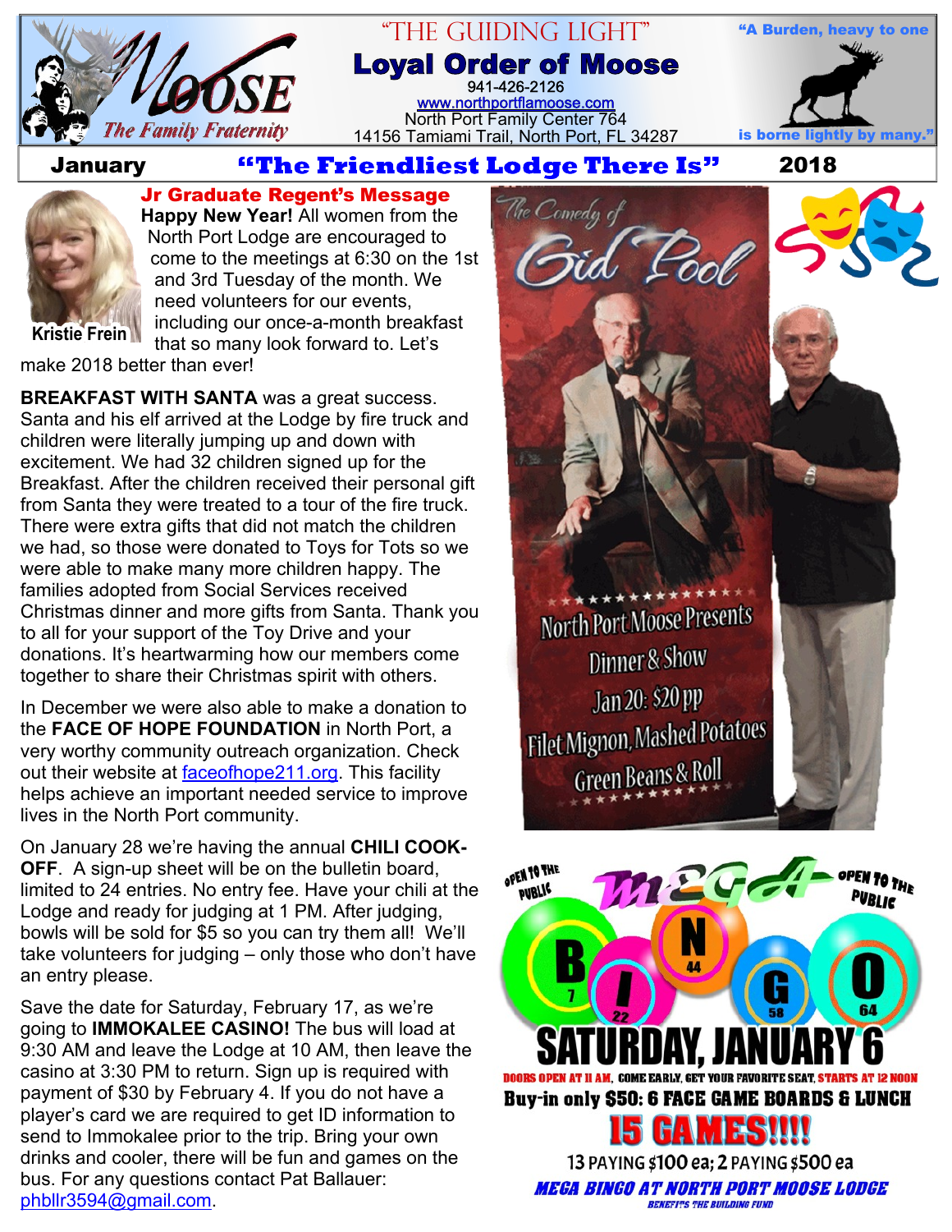# Loyal Order of Moose

"THE GUIDING LIGHT"

**Loyal Order of Moose**

941-426-2126

www.northportflamoose.com

North Port Family Center 764

14156 Tamiami Trail, North Port, FL 34287

*The Family Fraternity*

"A Burden, heavy to one is borne lightly by many."

**January** **"The Friendliest Lodge There Is"** **2018**

## Jr Graduate Regent's Message

Kristie Frein

**Happy New Year!** All women from the North Port Lodge are encouraged to come to the meetings at 6:30 on the 1st and 3rd Tuesday of the month. We need volunteers for our events, including our once-a-month breakfast that so many look forward to. Let's make 2018 better than ever!

**BREAKFAST WITH SANTA** was a great success. Santa and his elf arrived at the Lodge by fire truck and children were literally jumping up and down with excitement. We had 32 children signed up for the Breakfast. After the children received their personal gift from Santa they were treated to a tour of the fire truck. There were extra gifts that did not match the children we had, so those were donated to Toys for Tots so we were able to make many more children happy. The families adopted from Social Services received Christmas dinner and more gifts from Santa. Thank you to all for your support of the Toy Drive and your donations. It's heartwarming how our members come together to share their Christmas spirit with others.

In December we were also able to make a donation to the **FACE OF HOPE FOUNDATION** in North Port, a very worthy community outreach organization. Check out their website at faceofhope211.org. This facility helps achieve an important needed service to improve lives in the North Port community.

On January 28 we're having the annual **CHILI COOK-OFF**. A sign-up sheet will be on the bulletin board, limited to 24 entries. No entry fee. Have your chili at the Lodge and ready for judging at 1 PM. After judging, bowls will be sold for $5 so you can try them all! We'll take volunteers for judging – only those who don't have an entry please.

Save the date for Saturday, February 17, as we're going to **IMMOKALEE CASINO!** The bus will load at 9:30 AM and leave the Lodge at 10 AM, then leave the casino at 3:30 PM to return. Sign up is required with payment of $30 by February 4. If you do not have a player's card we are required to get ID information to send to Immokalee prior to the trip. Bring your own drinks and cooler, there will be fun and games on the bus. For any questions contact Pat Ballauer: phbllr3594@gmail.com.

---

*The Comedy of* **Gid Pool**

North Port Moose Presents
Dinner & Show
Jan 20: $20 pp
Filet Mignon, Mashed Potatoes
Green Beans & Roll

---

OPEN TO THE PUBLIC

## MEGA BINGO

## SATURDAY, JANUARY 6

DOORS OPEN AT 11 AM, COME EARLY, GET YOUR FAVORITE SEAT, STARTS AT 12 NOON

**Buy-in only $50: 6 FACE GAME BOARDS & LUNCH**

## 15 GAMES!!!!

13 PAYING $100 ea; 2 PAYING $500 ea

**MEGA BINGO AT NORTH PORT MOOSE LODGE**

BENEFITS THE BUILDING FUND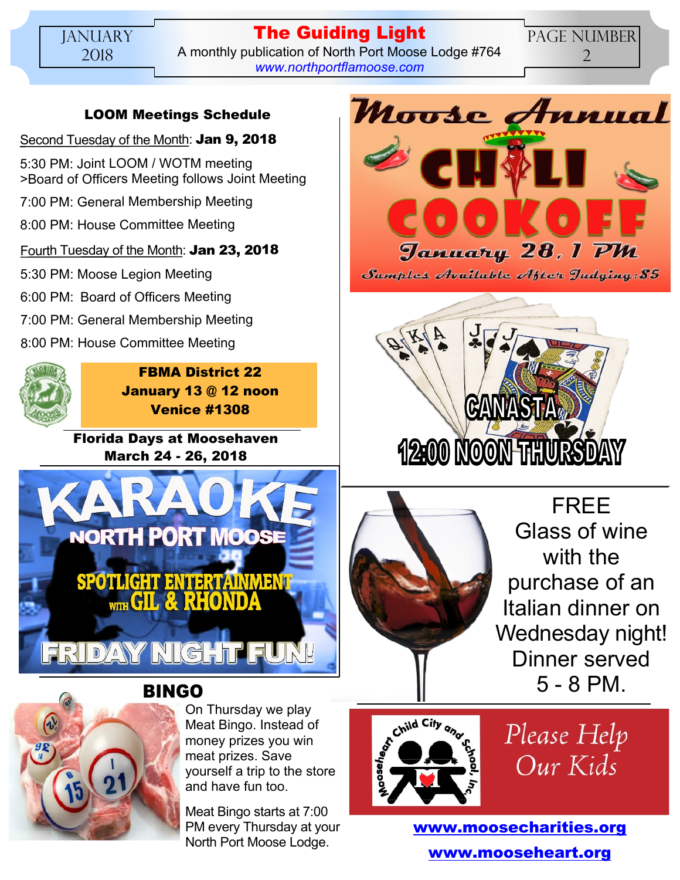## LOOM Meetings Schedule

Second Tuesday of the Month: **Jan 9, 2018**

5:30 PM: Joint LOOM / WOTM meeting
>Board of Officers Meeting follows Joint Meeting

7:00 PM: General Membership Meeting

8:00 PM: House Committee Meeting

Fourth Tuesday of the Month: **Jan 23, 2018**

5:30 PM: Moose Legion Meeting

6:00 PM: Board of Officers Meeting

7:00 PM: General Membership Meeting

8:00 PM: House Committee Meeting

**FBMA District 22**
**January 13 @ 12 noon**
**Venice #1308**

**Florida Days at Moosehaven**
**March 24 - 26, 2018**

# KARAOKE

**NORTH PORT MOOSE**

**SPOTLIGHT ENTERTAINMENT WITH GIL & RHONDA**

**FRIDAY NIGHT FUN!**

## BINGO

On Thursday we play Meat Bingo. Instead of money prizes you win meat prizes. Save yourself a trip to the store and have fun too.

Meat Bingo starts at 7:00 PM every Thursday at your North Port Moose Lodge.

# Moose Annual CHILI COOKOFF

*January 28, 1 PM*

*Samples Available After Judging: $5*

# CANASTA

**12:00 NOON THURSDAY**

FREE Glass of wine with the purchase of an Italian dinner on Wednesday night! Dinner served 5 - 8 PM.

Mooseheart Child City and School, Inc.

*Please Help Our Kids*

**www.moosecharities.org**

**www.mooseheart.org**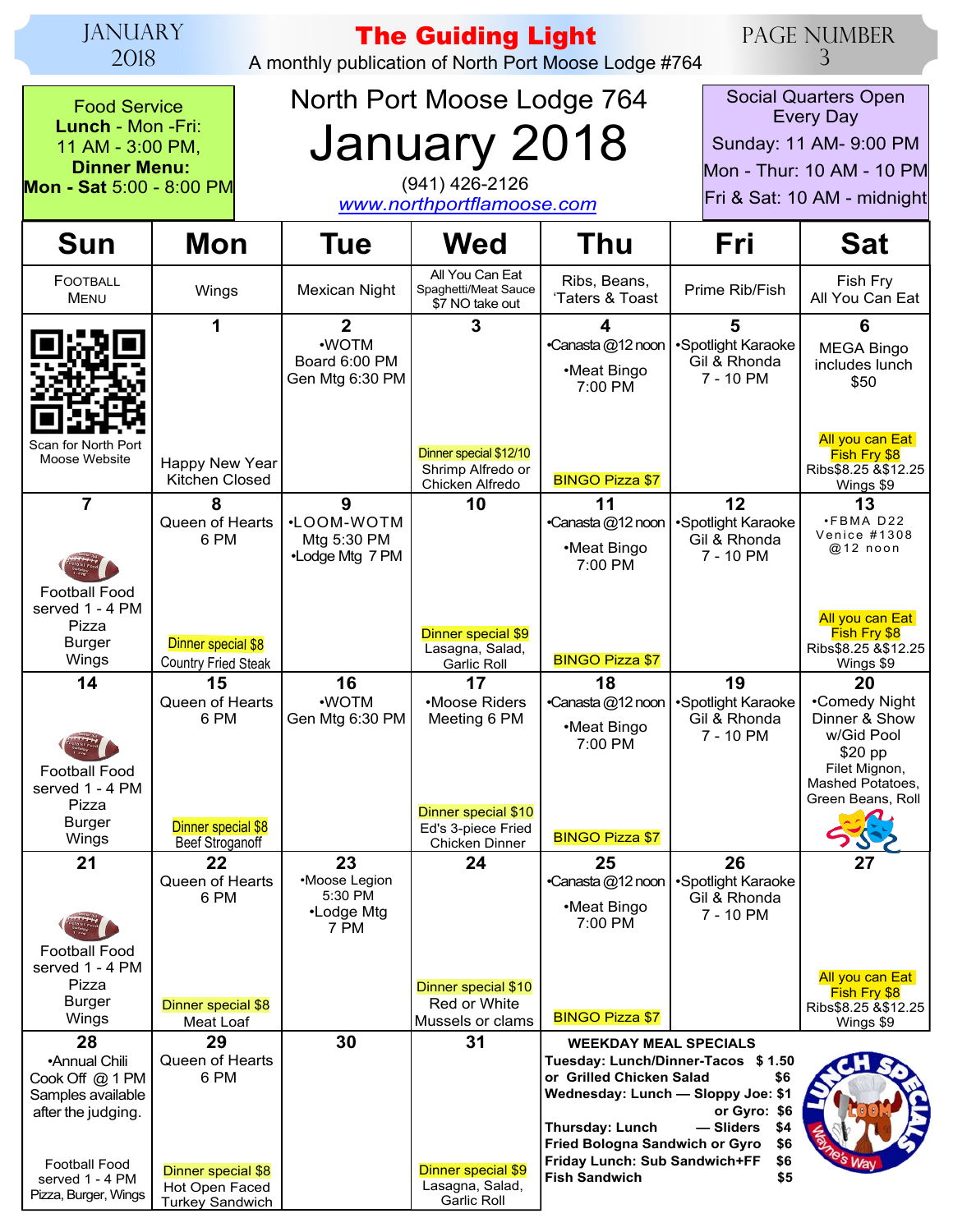# The Guiding Light

A monthly publication of North Port Moose Lodge #764

January 2018

**Food Service**
**Lunch** - Mon -Fri: 11 AM - 3:00 PM,
**Dinner Menu:**
**Mon - Sat** 5:00 - 8:00 PM

## North Port Moose Lodge 764

# January 2018

(941) 426-2126
www.northportflamoose.com

**Social Quarters Open Every Day**
Sunday: 11 AM- 9:00 PM
Mon - Thur: 10 AM - 10 PM
Fri & Sat: 10 AM - midnight

| Sun | Mon | Tue | Wed | Thu | Fri | Sat |
|---|---|---|---|---|---|---|
| Football Menu | Wings | Mexican Night | All You Can Eat Spaghetti/Meat Sauce $7 NO take out | Ribs, Beans, 'Taters & Toast | Prime Rib/Fish | Fish Fry All You Can Eat |
| Scan for North Port Moose Website | **1** Happy New Year Kitchen Closed | **2** •WOTM Board 6:00 PM Gen Mtg 6:30 PM | **3** Dinner special $12/10 Shrimp Alfredo or Chicken Alfredo | **4** •Canasta @12 noon •Meat Bingo 7:00 PM BINGO Pizza $7 | **5** •Spotlight Karaoke Gil & Rhonda 7 - 10 PM | **6** MEGA Bingo includes lunch $50 All you can Eat Fish Fry $8 Ribs$8.25 &$12.25 Wings $9 |
| **7** Football Food served 1 - 4 PM Pizza Burger Wings | **8** Queen of Hearts 6 PM Dinner special $8 Country Fried Steak | **9** •LOOM-WOTM Mtg 5:30 PM •Lodge Mtg 7 PM | **10** Dinner special $9 Lasagna, Salad, Garlic Roll | **11** •Canasta @12 noon •Meat Bingo 7:00 PM BINGO Pizza $7 | **12** •Spotlight Karaoke Gil & Rhonda 7 - 10 PM | **13** •FBMA D22 Venice #1308 @12 noon All you can Eat Fish Fry $8 Ribs$8.25 &$12.25 Wings $9 |
| **14** Football Food served 1 - 4 PM Pizza Burger Wings | **15** Queen of Hearts 6 PM Dinner special $8 Beef Stroganoff | **16** •WOTM Gen Mtg 6:30 PM | **17** •Moose Riders Meeting 6 PM Dinner special $10 Ed's 3-piece Fried Chicken Dinner | **18** •Canasta @12 noon •Meat Bingo 7:00 PM BINGO Pizza $7 | **19** •Spotlight Karaoke Gil & Rhonda 7 - 10 PM | **20** •Comedy Night Dinner & Show w/Gid Pool $20 pp Filet Mignon, Mashed Potatoes, Green Beans, Roll |
| **21** Football Food served 1 - 4 PM Pizza Burger Wings | **22** Queen of Hearts 6 PM Dinner special $8 Meat Loaf | **23** •Moose Legion 5:30 PM •Lodge Mtg 7 PM | **24** Dinner special $10 Red or White Mussels or clams | **25** •Canasta @12 noon •Meat Bingo 7:00 PM BINGO Pizza $7 | **26** •Spotlight Karaoke Gil & Rhonda 7 - 10 PM | **27** All you can Eat Fish Fry $8 Ribs$8.25 &$12.25 Wings $9 |
| **28** •Annual Chili Cook Off @ 1 PM Samples available after the judging. Football Food served 1 - 4 PM Pizza, Burger, Wings | **29** Queen of Hearts 6 PM Dinner special $8 Hot Open Faced Turkey Sandwich | **30** | **31** Dinner special $9 Lasagna, Salad, Garlic Roll | | | |

**WEEKDAY MEAL SPECIALS**

**Tuesday: Lunch/Dinner-Tacos $ 1.50**
**or Grilled Chicken Salad $6**
**Wednesday: Lunch — Sloppy Joe: $1**
**or Gyro: $6**
**Thursday: Lunch — Sliders $4**
**Fried Bologna Sandwich or Gyro $6**
**Friday Lunch: Sub Sandwich+FF $6**
**Fish Sandwich $5**

LUNCH SPECIALS — Wayne's Way